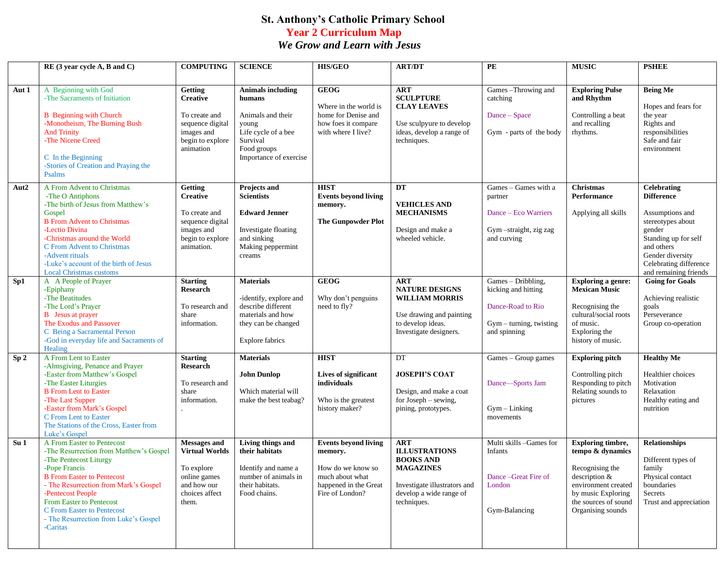# St. Anthony's Catholic Primary School

## Year 2 Curriculum Map

### *We Grow and Learn with Jesus*

| | RE (3 year cycle A, B and C) | COMPUTING | SCIENCE | HIS/GEO | ART/DT | PE | MUSIC | PSHEE |
|---|---|---|---|---|---|---|---|---|
| **Aut 1** | A Beginning with God<br>-The Sacraments of Initiation<br><br>B Beginning with Church<br>-Monotheism, The Burning Bush And Trinity<br>-The Nicene Creed<br><br>C In the Beginning<br>-Stories of Creation and Praying the Psalms | **Getting Creative**<br><br>To create and sequence digital images and begin to explore animation | **Animals including humans**<br><br>Animals and their young<br>Life cycle of a bee<br>Survival<br>Food groups<br>Importance of exercise | **GEOG**<br><br>Where in the world is home for Denise and how foes it compare with where I live? | **ART SCULPTURE CLAY LEAVES**<br><br>Use sculpyure to develop ideas, develop a range of techniques. | Games –Throwing and catching<br><br>Dance – Space<br><br>Gym - parts of the body | **Exploring Pulse and Rhythm**<br><br>Controlling a beat and recalling rhythms. | **Being Me**<br><br>Hopes and fears for the year<br>Rights and responsibilities<br>Safe and fair environment |
| **Aut2** | A From Advent to Christmas<br>-The O Antiphons<br>-The birth of Jesus from Matthew's Gospel<br>B From Advent to Christmas<br>-Lectio Divina<br>-Christmas around the World<br>C From Advent to Christmas<br>-Advent rituals<br>-Luke's account of the birth of Jesus<br>Local Christmas customs | **Getting Creative**<br><br>To create and sequence digital images and begin to explore animation. | **Projects and Scientists**<br><br>**Edward Jenner**<br><br>Investigate floating and sinking<br>Making peppermint creams | **HIST**<br>**Events beyond living memory.**<br><br>**The Gunpowder Plot** | **DT**<br><br>**VEHICLES AND MECHANISMS**<br><br>Design and make a wheeled vehicle. | Games – Games with a partner<br><br>Dance – Eco Warriers<br><br>Gym –straight, zig zag and curving | **Christmas Performance**<br><br>Applying all skills | **Celebrating Difference**<br><br>Assumptions and stereotypes about gender<br>Standing up for self and others<br>Gender diversity<br>Celebrating difference and remaining friends |
| **Sp1** | A A People of Prayer<br>-Epiphany<br>-The Beatitudes<br>-The Lord's Prayer<br>B Jesus at prayer<br>The Exodus and Passover<br>C Being a Sacramental Person<br>-God in everyday life and Sacraments of Healing | **Starting Research**<br><br>To research and share information. | **Materials**<br><br>-identify, explore and describe different materials and how they can be changed<br><br>Explore fabrics | **GEOG**<br><br>Why don't penguins need to fly? | **ART NATURE DESIGNS WILLIAM MORRIS**<br><br>Use drawing and painting to develop ideas.<br>Investigate designers. | Games – Dribbling, kicking and hitting<br><br>Dance-Road to Rio<br><br>Gym – turning, twisting and spinning | **Exploring a genre: Mexican Music**<br><br>Recognising the cultural/social roots of music.<br>Exploring the history of music. | **Going for Goals**<br><br>Achieving realistic goals<br>Perseverance<br>Group co-operation |
| **Sp 2** | A From Lent to Easter<br>-Almsgiving, Penance and Prayer<br>-Easter from Matthew's Gospel<br>-The Easter Liturgies<br>B From Lent to Easter<br>-The Last Supper<br>-Easter from Mark's Gospel<br>C From Lent to Easter<br>The Stations of the Cross, Easter from Luke's Gospel | **Starting Research**<br><br>To research and share information.<br>. | **Materials**<br><br>**John Dunlop**<br><br>Which material will make the best teabag? | **HIST**<br><br>**Lives of significant individuals**<br><br>Who is the greatest history maker? | DT<br><br>**JOSEPH'S COAT**<br><br>Design, and make a coat for Joseph – sewing, pining, prototypes. | Games – Group games<br><br>Dance—Sports Jam<br><br>Gym – Linking movements | **Exploring pitch**<br><br>Controlling pitch<br>Responding to pitch<br>Relating sounds to pictures | **Healthy Me**<br><br>Healthier choices<br>Motivation<br>Relaxation<br>Healthy eating and nutrition |
| **Su 1** | A From Easter to Pentecost<br>-The Resurrection from Matthew's Gospel<br>-The Pentecost Liturgy<br>-Pope Francis<br>B From Easter to Pentecost<br>- The Resurrection from Mark's Gospel<br>-Pentecost People<br>From Easter to Pentecost<br>C From Easter to Pentecost<br>- The Resurrection from Luke's Gospel<br>-Caritas | **Messages and Virtual Worlds**<br><br>To explore online games and how our choices affect them. | **Living things and their habitats**<br><br>Identify and name a number of animals in their habitats.<br>Food chains. | **Events beyond living memory.**<br><br>How do we know so much about what happened in the Great Fire of London? | **ART ILLUSTRATIONS BOOKS AND MAGAZINES**<br><br>Investigate illustrators and develop a wide range of techniques. | Multi skills –Games for Infants<br><br>Dance –Great Fire of London<br><br>Gym-Balancing | **Exploring timbre, tempo & dynamics**<br><br>Recognising the description & environment created by music Exploring the sources of sound Organising sounds | **Relationships**<br><br>Different types of family<br>Physical contact boundaries<br>Secrets<br>Trust and appreciation |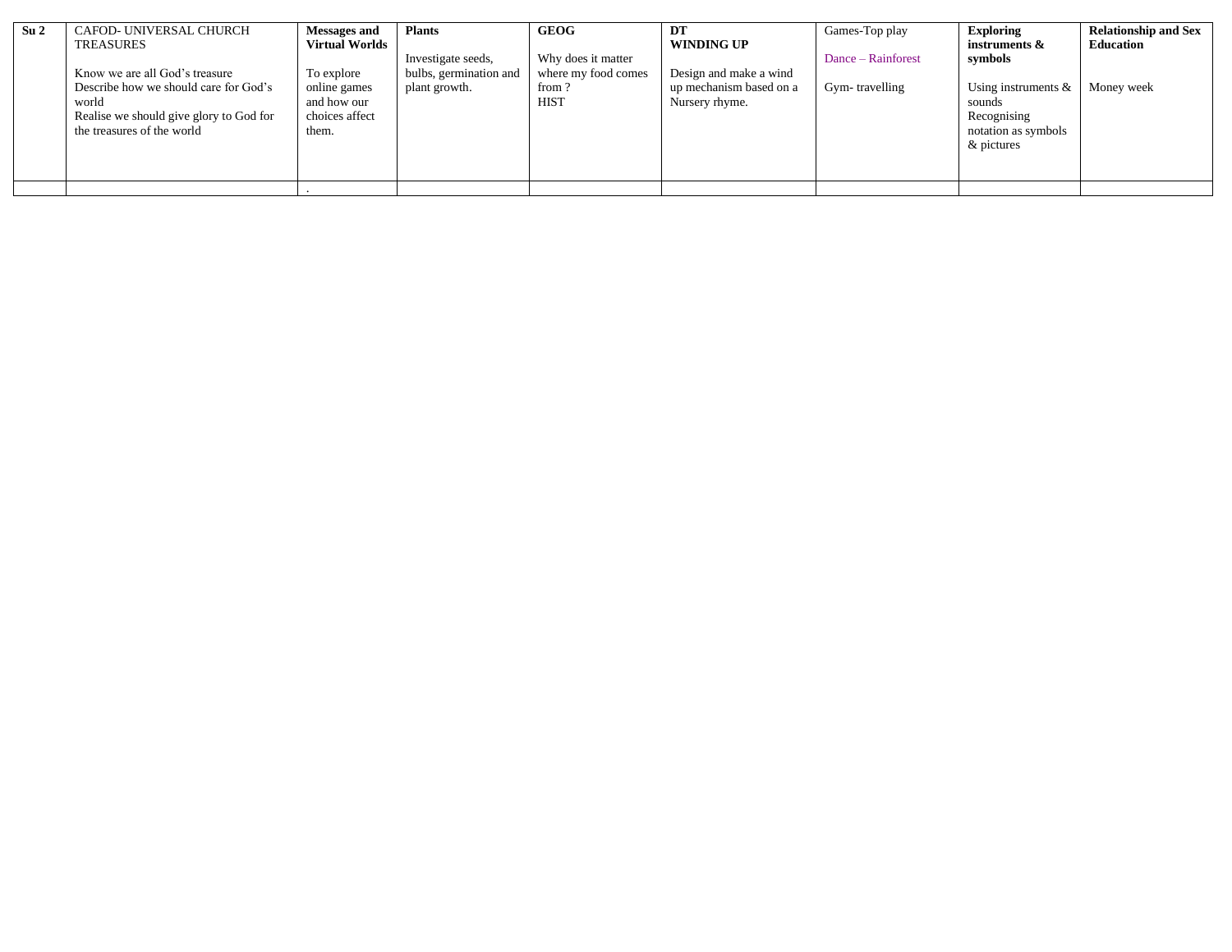| | | | | | | | | | |
|---|---|---|---|---|---|---|---|---|---|
| **Su 2** | CAFOD- UNIVERSAL CHURCH TREASURES<br><br>Know we are all God's treasure<br>Describe how we should care for God's world<br>Realise we should give glory to God for the treasures of the world | **Messages and Virtual Worlds**<br><br>To explore online games and how our choices affect them. | **Plants**<br><br>Investigate seeds, bulbs, germination and plant growth. | **GEOG**<br><br>Why does it matter where my food comes from ?<br>HIST | **DT**<br>**WINDING UP**<br><br>Design and make a wind up mechanism based on a Nursery rhyme. | Games-Top play<br><br>Dance – Rainforest<br><br>Gym- travelling | **Exploring instruments & symbols**<br><br>Using instruments & sounds<br>Recognising notation as symbols & pictures | **Relationship and Sex Education**<br><br>Money week |
| | | . | | | | | | |